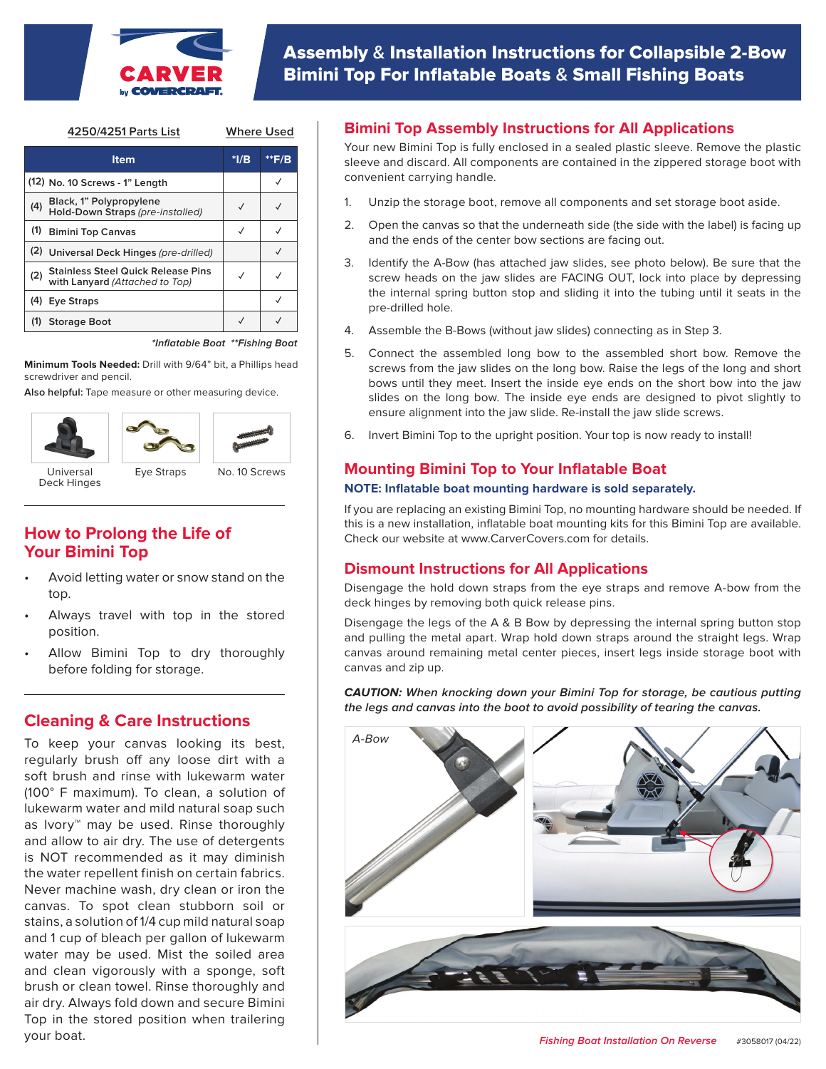# Assembly & Installation Instructions for Collapsible 2-Bow Bimini Top For Inflatable Boats & Small Fishing Boats

**4250/4251 Parts List** — **Where Used**

| Item | *I/B | **F/B |
|---|---|---|
| (12) No. 10 Screws - 1" Length | | ✓ |
| (4) Black, 1" Polypropylene Hold-Down Straps *(pre-installed)* | ✓ | ✓ |
| (1) Bimini Top Canvas | ✓ | ✓ |
| (2) Universal Deck Hinges *(pre-drilled)* | | ✓ |
| (2) Stainless Steel Quick Release Pins with Lanyard *(Attached to Top)* | ✓ | ✓ |
| (4) Eye Straps | | ✓ |
| (1) Storage Boot | ✓ | ✓ |

*\*Inflatable Boat \*\*Fishing Boat*

**Minimum Tools Needed:** Drill with 9/64" bit, a Phillips head screwdriver and pencil.

**Also helpful:** Tape measure or other measuring device.

Universal Deck Hinges — Eye Straps — No. 10 Screws

## How to Prolong the Life of Your Bimini Top

- Avoid letting water or snow stand on the top.
- Always travel with top in the stored position.
- Allow Bimini Top to dry thoroughly before folding for storage.

## Cleaning & Care Instructions

To keep your canvas looking its best, regularly brush off any loose dirt with a soft brush and rinse with lukewarm water (100° F maximum). To clean, a solution of lukewarm water and mild natural soap such as Ivory™ may be used. Rinse thoroughly and allow to air dry. The use of detergents is NOT recommended as it may diminish the water repellent finish on certain fabrics. Never machine wash, dry clean or iron the canvas. To spot clean stubborn soil or stains, a solution of 1/4 cup mild natural soap and 1 cup of bleach per gallon of lukewarm water may be used. Mist the soiled area and clean vigorously with a sponge, soft brush or clean towel. Rinse thoroughly and air dry. Always fold down and secure Bimini Top in the stored position when trailering your boat.

## Bimini Top Assembly Instructions for All Applications

Your new Bimini Top is fully enclosed in a sealed plastic sleeve. Remove the plastic sleeve and discard. All components are contained in the zippered storage boot with convenient carrying handle.

1. Unzip the storage boot, remove all components and set storage boot aside.
2. Open the canvas so that the underneath side (the side with the label) is facing up and the ends of the center bow sections are facing out.
3. Identify the A-Bow (has attached jaw slides, see photo below). Be sure that the screw heads on the jaw slides are FACING OUT, lock into place by depressing the internal spring button stop and sliding it into the tubing until it seats in the pre-drilled hole.
4. Assemble the B-Bows (without jaw slides) connecting as in Step 3.
5. Connect the assembled long bow to the assembled short bow. Remove the screws from the jaw slides on the long bow. Raise the legs of the long and short bows until they meet. Insert the inside eye ends on the short bow into the jaw slides on the long bow. The inside eye ends are designed to pivot slightly to ensure alignment into the jaw slide. Re-install the jaw slide screws.
6. Invert Bimini Top to the upright position. Your top is now ready to install!

## Mounting Bimini Top to Your Inflatable Boat

**NOTE: Inflatable boat mounting hardware is sold separately.**

If you are replacing an existing Bimini Top, no mounting hardware should be needed. If this is a new installation, inflatable boat mounting kits for this Bimini Top are available. Check our website at www.CarverCovers.com for details.

## Dismount Instructions for All Applications

Disengage the hold down straps from the eye straps and remove A-bow from the deck hinges by removing both quick release pins.

Disengage the legs of the A & B Bow by depressing the internal spring button stop and pulling the metal apart. Wrap hold down straps around the straight legs. Wrap canvas around remaining metal center pieces, insert legs inside storage boot with canvas and zip up.

***CAUTION:** When knocking down your Bimini Top for storage, be cautious putting the legs and canvas into the boot to avoid possibility of tearing the canvas.*

A-Bow

*Fishing Boat Installation On Reverse* #3058017 (04/22)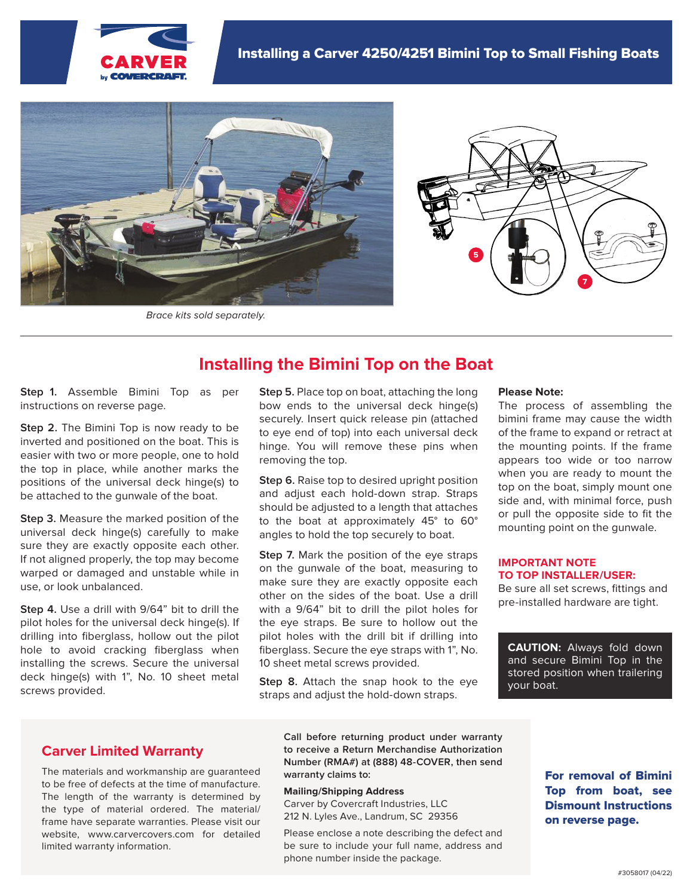# Installing a Carver 4250/4251 Bimini Top to Small Fishing Boats

*Brace kits sold separately.*

## Installing the Bimini Top on the Boat

**Step 1.** Assemble Bimini Top as per instructions on reverse page.

**Step 2.** The Bimini Top is now ready to be inverted and positioned on the boat. This is easier with two or more people, one to hold the top in place, while another marks the positions of the universal deck hinge(s) to be attached to the gunwale of the boat.

**Step 3.** Measure the marked position of the universal deck hinge(s) carefully to make sure they are exactly opposite each other. If not aligned properly, the top may become warped or damaged and unstable while in use, or look unbalanced.

**Step 4.** Use a drill with 9/64" bit to drill the pilot holes for the universal deck hinge(s). If drilling into fiberglass, hollow out the pilot hole to avoid cracking fiberglass when installing the screws. Secure the universal deck hinge(s) with 1", No. 10 sheet metal screws provided.

**Step 5.** Place top on boat, attaching the long bow ends to the universal deck hinge(s) securely. Insert quick release pin (attached to eye end of top) into each universal deck hinge. You will remove these pins when removing the top.

**Step 6.** Raise top to desired upright position and adjust each hold-down strap. Straps should be adjusted to a length that attaches to the boat at approximately 45° to 60° angles to hold the top securely to boat.

**Step 7.** Mark the position of the eye straps on the gunwale of the boat, measuring to make sure they are exactly opposite each other on the sides of the boat. Use a drill with a 9/64" bit to drill the pilot holes for the eye straps. Be sure to hollow out the pilot holes with the drill bit if drilling into fiberglass. Secure the eye straps with 1", No. 10 sheet metal screws provided.

**Step 8.** Attach the snap hook to the eye straps and adjust the hold-down straps.

**Please Note:**
The process of assembling the bimini frame may cause the width of the frame to expand or retract at the mounting points. If the frame appears too wide or too narrow when you are ready to mount the top on the boat, simply mount one side and, with minimal force, push or pull the opposite side to fit the mounting point on the gunwale.

**IMPORTANT NOTE TO TOP INSTALLER/USER:**
Be sure all set screws, fittings and pre-installed hardware are tight.

**CAUTION:** Always fold down and secure Bimini Top in the stored position when trailering your boat.

## Carver Limited Warranty

The materials and workmanship are guaranteed to be free of defects at the time of manufacture. The length of the warranty is determined by the type of material ordered. The material/frame have separate warranties. Please visit our website, www.carvercovers.com for detailed limited warranty information.

**Call before returning product under warranty to receive a Return Merchandise Authorization Number (RMA#) at (888) 48-COVER, then send warranty claims to:**

**Mailing/Shipping Address**
Carver by Covercraft Industries, LLC
212 N. Lyles Ave., Landrum, SC 29356

Please enclose a note describing the defect and be sure to include your full name, address and phone number inside the package.

**For removal of Bimini Top from boat, see Dismount Instructions on reverse page.**

#3058017 (04/22)